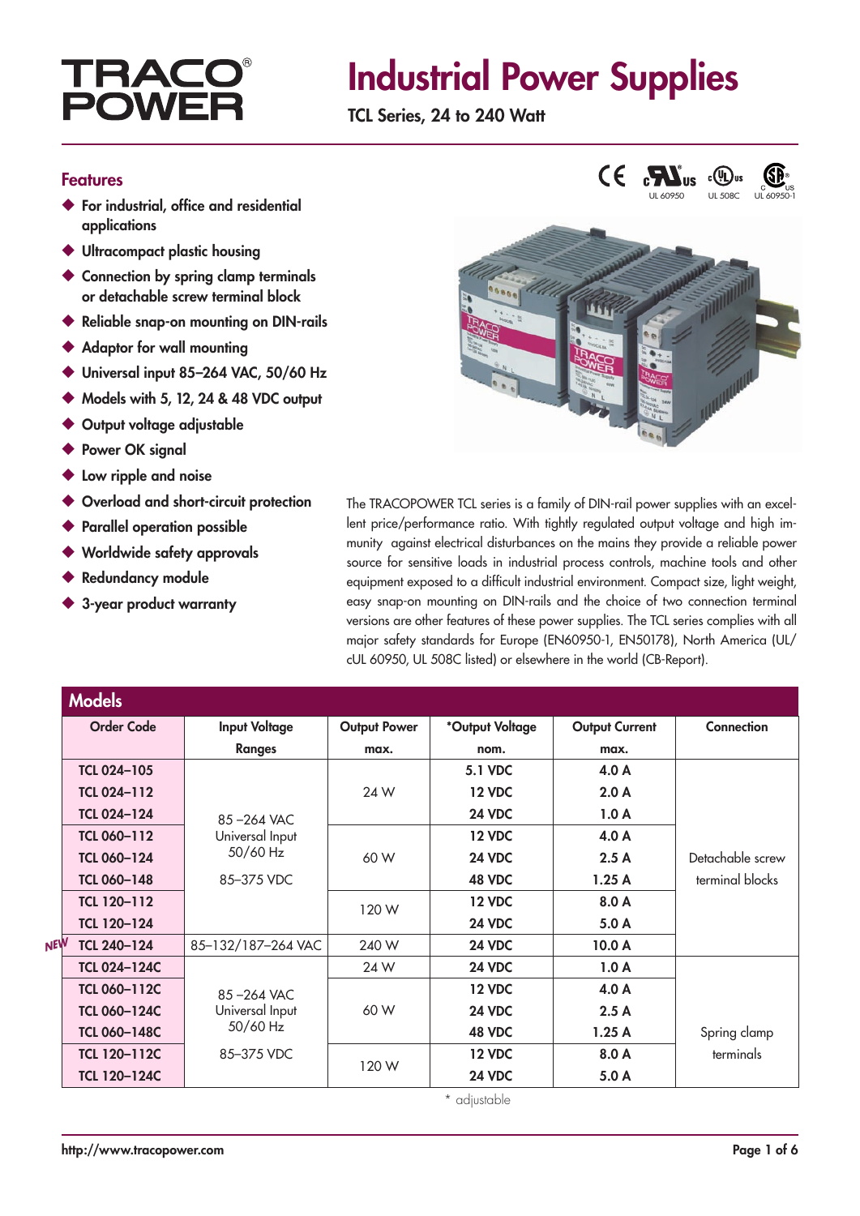# TRACO POWER

# Industrial Power Supplies

**TCL Series, 24 to 240 Watt**

UL 60950 UL 508C UL 60950-1

## Features

- For industrial, office and residential applications
- Ultracompact plastic housing
- Connection by spring clamp terminals or detachable screw terminal block
- Reliable snap-on mounting on DIN-rails
- Adaptor for wall mounting
- Universal input 85–264 VAC, 50/60 Hz
- Models with 5, 12, 24 & 48 VDC output
- Output voltage adjustable
- Power OK signal
- Low ripple and noise
- Overload and short-circuit protection
- Parallel operation possible
- Worldwide safety approvals
- Redundancy module
- 3-year product warranty

The TRACOPOWER TCL series is a family of DIN-rail power supplies with an excellent price/performance ratio. With tightly regulated output voltage and high immunity against electrical disturbances on the mains they provide a reliable power source for sensitive loads in industrial process controls, machine tools and other equipment exposed to a difficult industrial environment. Compact size, light weight, easy snap-on mounting on DIN-rails and the choice of two connection terminal versions are other features of these power supplies. The TCL series complies with all major safety standards for Europe (EN60950-1, EN50178), North America (UL/cUL 60950, UL 508C listed) or elsewhere in the world (CB-Report).

## Models

| Order Code | Input Voltage Ranges | Output Power max. | *Output Voltage nom. | Output Current max. | Connection |
|---|---|---|---|---|---|
| **TCL 024–105** | 85 –264 VAC Universal Input 50/60 Hz 85–375 VDC | 24 W | **5.1 VDC** | **4.0 A** | Detachable screw terminal blocks |
| **TCL 024–112** | | | **12 VDC** | **2.0 A** | |
| **TCL 024–124** | | | **24 VDC** | **1.0 A** | |
| **TCL 060–112** | | 60 W | **12 VDC** | **4.0 A** | |
| **TCL 060–124** | | | **24 VDC** | **2.5 A** | |
| **TCL 060–148** | | | **48 VDC** | **1.25 A** | |
| **TCL 120–112** | | 120 W | **12 VDC** | **8.0 A** | |
| **TCL 120–124** | | | **24 VDC** | **5.0 A** | |
| NEW **TCL 240–124** | 85–132/187–264 VAC | 240 W | **24 VDC** | **10.0 A** | |
| **TCL 024–124C** | 85 –264 VAC Universal Input 50/60 Hz 85–375 VDC | 24 W | **24 VDC** | **1.0 A** | Spring clamp terminals |
| **TCL 060–112C** | | 60 W | **12 VDC** | **4.0 A** | |
| **TCL 060–124C** | | | **24 VDC** | **2.5 A** | |
| **TCL 060–148C** | | | **48 VDC** | **1.25 A** | |
| **TCL 120–112C** | | 120 W | **12 VDC** | **8.0 A** | |
| **TCL 120–124C** | | | **24 VDC** | **5.0 A** | |

\* adjustable

http://www.tracopower.com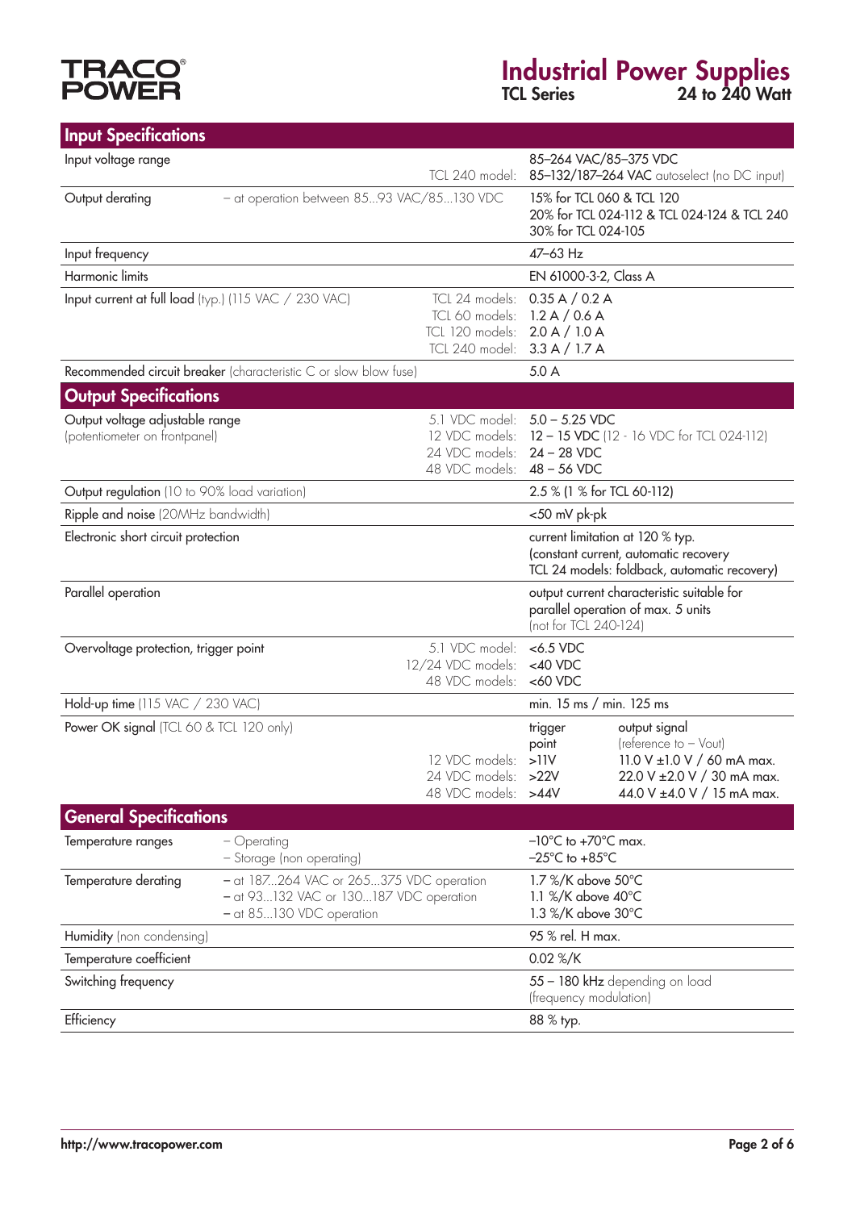## Input Specifications

| | | | |
|---|---|---|---|
| Input voltage range | | | 85–264 VAC/85–375 VDC |
| | | TCL 240 model: | 85–132/187–264 VAC autoselect (no DC input) |
| Output derating | – at operation between 85...93 VAC/85...130 VDC | | 15% for TCL 060 & TCL 120<br>20% for TCL 024-112 & TCL 024-124 & TCL 240<br>30% for TCL 024-105 |
| Input frequency | | | 47–63 Hz |
| Harmonic limits | | | EN 61000-3-2, Class A |
| Input current at full load (typ.) (115 VAC / 230 VAC) | | TCL 24 models:<br>TCL 60 models:<br>TCL 120 models:<br>TCL 240 model: | 0.35 A / 0.2 A<br>1.2 A / 0.6 A<br>2.0 A / 1.0 A<br>3.3 A / 1.7 A |
| Recommended circuit breaker (characteristic C or slow blow fuse) | | | 5.0 A |

## Output Specifications

| | | | |
|---|---|---|---|
| Output voltage adjustable range (potentiometer on frontpanel) | 5.1 VDC model:<br>12 VDC models:<br>24 VDC models:<br>48 VDC models: | 5.0 – 5.25 VDC<br>12 – 15 VDC (12 - 16 VDC for TCL 024-112)<br>24 – 28 VDC<br>48 – 56 VDC | |
| Output regulation (10 to 90% load variation) | | 2.5 % (1 % for TCL 60-112) | |
| Ripple and noise (20MHz bandwidth) | | <50 mV pk-pk | |
| Electronic short circuit protection | | current limitation at 120 % typ.<br>(constant current, automatic recovery<br>TCL 24 models: foldback, automatic recovery) | |
| Parallel operation | | output current characteristic suitable for parallel operation of max. 5 units<br>(not for TCL 240-124) | |
| Overvoltage protection, trigger point | 5.1 VDC model:<br>12/24 VDC models:<br>48 VDC models: | <6.5 VDC<br><40 VDC<br><60 VDC | |
| Hold-up time (115 VAC / 230 VAC) | | min. 15 ms / min. 125 ms | |
| Power OK signal (TCL 60 & TCL 120 only) | | trigger point | output signal (reference to – Vout) |
| | 12 VDC models: | >11V | 11.0 V ±1.0 V / 60 mA max. |
| | 24 VDC models: | >22V | 22.0 V ±2.0 V / 30 mA max. |
| | 48 VDC models: | >44V | 44.0 V ±4.0 V / 15 mA max. |

## General Specifications

| | | |
|---|---|---|
| Temperature ranges | – Operating<br>– Storage (non operating) | –10°C to +70°C max.<br>–25°C to +85°C |
| Temperature derating | – at 187...264 VAC or 265...375 VDC operation<br>– at 93...132 VAC or 130...187 VDC operation<br>– at 85...130 VDC operation | 1.7 %/K above 50°C<br>1.1 %/K above 40°C<br>1.3 %/K above 30°C |
| Humidity (non condensing) | | 95 % rel. H max. |
| Temperature coefficient | | 0.02 %/K |
| Switching frequency | | 55 – 180 kHz depending on load (frequency modulation) |
| Efficiency | | 88 % typ. |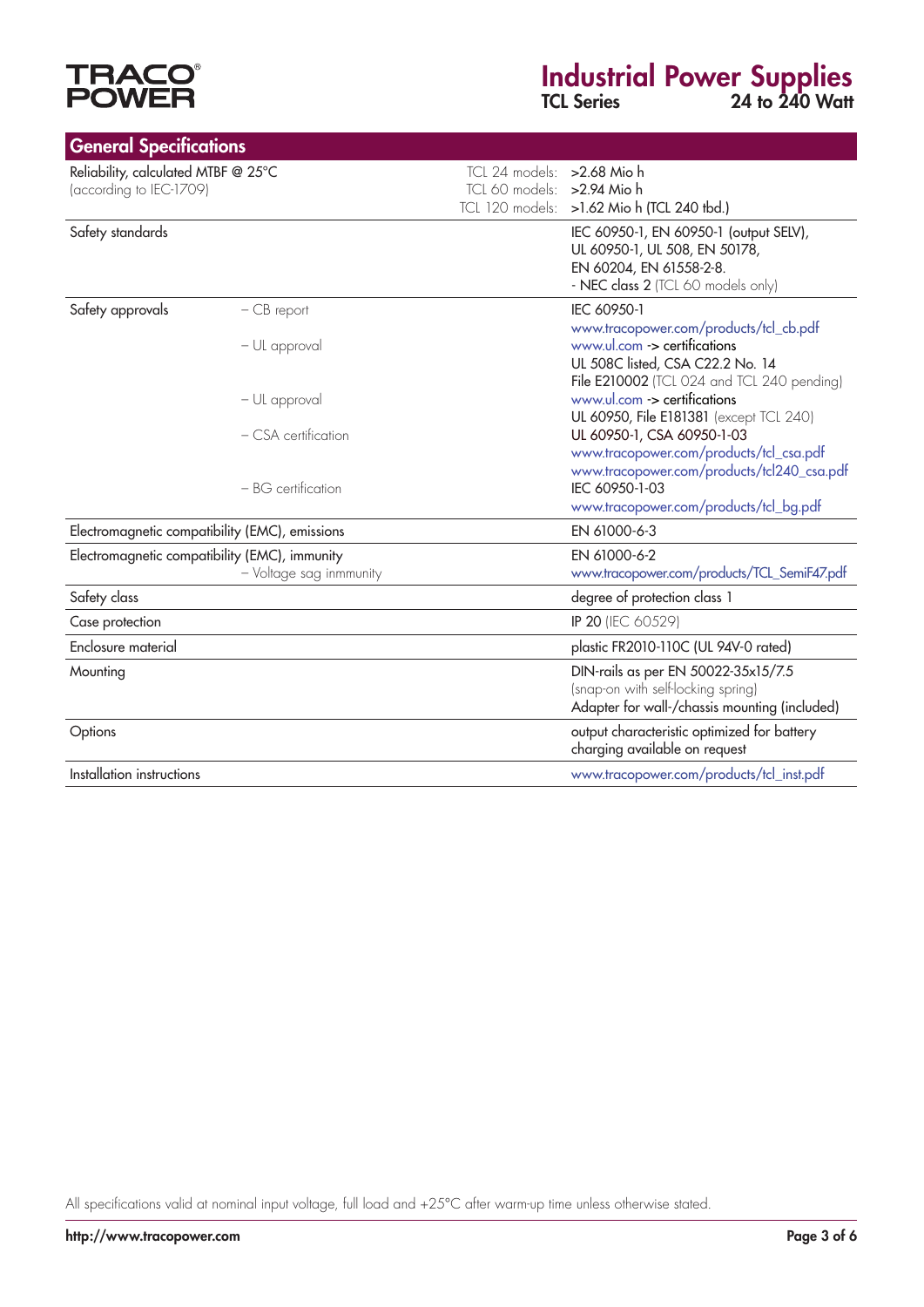## General Specifications

| | | |
|---|---|---|
| Reliability, calculated MTBF @ 25°C (according to IEC-1709) | TCL 24 models:<br>TCL 60 models:<br>TCL 120 models: | >2.68 Mio h<br>>2.94 Mio h<br>>1.62 Mio h (TCL 240 tbd.) |
| Safety standards | | IEC 60950-1, EN 60950-1 (output SELV), UL 60950-1, UL 508, EN 50178, EN 60204, EN 61558-2-8.<br>- NEC class 2 (TCL 60 models only) |
| Safety approvals | – CB report | IEC 60950-1<br>www.tracopower.com/products/tcl_cb.pdf |
| | – UL approval | www.ul.com -> certifications<br>UL 508C listed, CSA C22.2 No. 14<br>File E210002 (TCL 024 and TCL 240 pending) |
| | – UL approval | www.ul.com -> certifications<br>UL 60950, File E181381 (except TCL 240) |
| | – CSA certification | UL 60950-1, CSA 60950-1-03<br>www.tracopower.com/products/tcl_csa.pdf<br>www.tracopower.com/products/tcl240_csa.pdf |
| | – BG certification | IEC 60950-1-03<br>www.tracopower.com/products/tcl_bg.pdf |
| Electromagnetic compatibility (EMC), emissions | | EN 61000-6-3 |
| Electromagnetic compatibility (EMC), immunity | – Voltage sag inmmunity | EN 61000-6-2<br>www.tracopower.com/products/TCL_SemiF47.pdf |
| Safety class | | degree of protection class 1 |
| Case protection | | IP 20 (IEC 60529) |
| Enclosure material | | plastic FR2010-110C (UL 94V-0 rated) |
| Mounting | | DIN-rails as per EN 50022-35x15/7.5 (snap-on with self-locking spring)<br>Adapter for wall-/chassis mounting (included) |
| Options | | output characteristic optimized for battery charging available on request |
| Installation instructions | | www.tracopower.com/products/tcl_inst.pdf |

All specifications valid at nominal input voltage, full load and +25°C after warm-up time unless otherwise stated.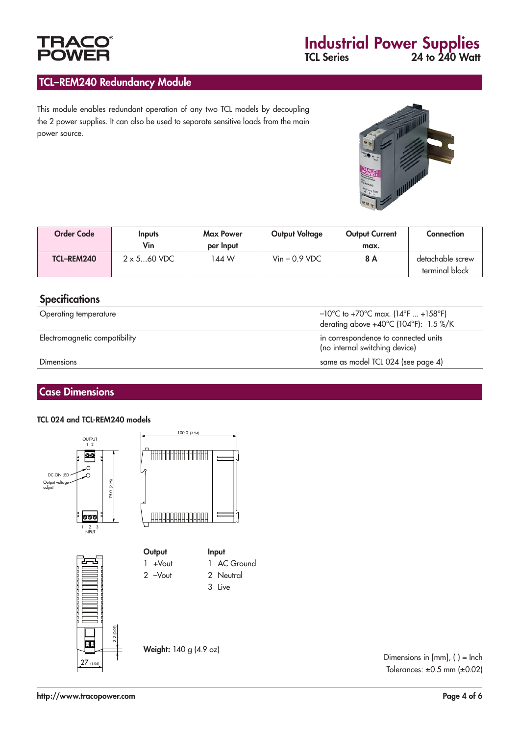## TCL–REM240 Redundancy Module

This module enables redundant operation of any two TCL models by decoupling the 2 power supplies. It can also be used to separate sensitive loads from the main power source.

| Order Code | Inputs Vin | Max Power per Input | Output Voltage | Output Current max. | Connection |
|---|---|---|---|---|---|
| **TCL–REM240** | 2 x 5…60 VDC | 144 W | Vin – 0.9 VDC | **8 A** | detachable screw terminal block |

## Specifications

| | |
|---|---|
| Operating temperature | –10°C to +70°C max. (14°F ... +158°F) derating above +40°C (104°F): 1.5 %/K |
| Electromagnetic compatibility | in correspondence to connected units (no internal switching device) |
| Dimensions | same as model TCL 024 (see page 4) |

## Case Dimensions

### TCL 024 and TCL-REM240 models

OUTPUT 1 2

DC-ON LED

Output voltage adjust

INPUT 1 2 3

100.0 (3.94)

75.0 (2.95)

27 (1.06)

2.2 (0.09)

**Output**
1 +Vout
2 –Vout

**Input**
1 AC Ground
2 Neutral
3 Live

**Weight:** 140 g (4.9 oz)

Dimensions in [mm], ( ) = Inch
Tolerances: ±0.5 mm (±0.02)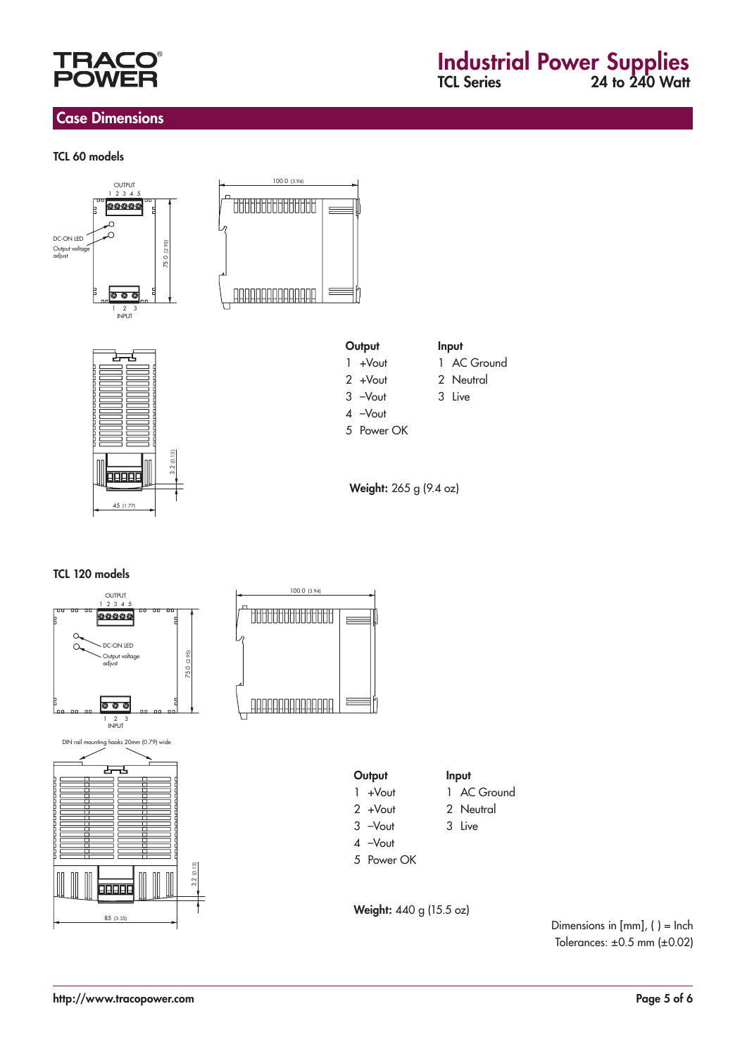## Case Dimensions

### TCL 60 models

OUTPUT
1 2 3 4 5

DC-ON LED
Output voltage adjust

75.0 (2.95)

100.0 (3.94)

1 2 3
INPUT

3.2 (0.13)

45 (1.77)

| Output | Input |
|---|---|
| 1 +Vout | 1 AC Ground |
| 2 +Vout | 2 Neutral |
| 3 –Vout | 3 Live |
| 4 –Vout | |
| 5 Power OK | |

**Weight:** 265 g (9.4 oz)

### TCL 120 models

OUTPUT
1 2 3 4 5

DC-ON LED
Output voltage adjust

75.0 (2.95)

100.0 (3.94)

1 2 3
INPUT

DIN rail mounting hooks 20mm (0.79) wide

3.2 (0.13)

85 (3.35)

| Output | Input |
|---|---|
| 1 +Vout | 1 AC Ground |
| 2 +Vout | 2 Neutral |
| 3 –Vout | 3 Live |
| 4 –Vout | |
| 5 Power OK | |

**Weight:** 440 g (15.5 oz)

Dimensions in [mm], ( ) = Inch
Tolerances: ±0.5 mm (±0.02)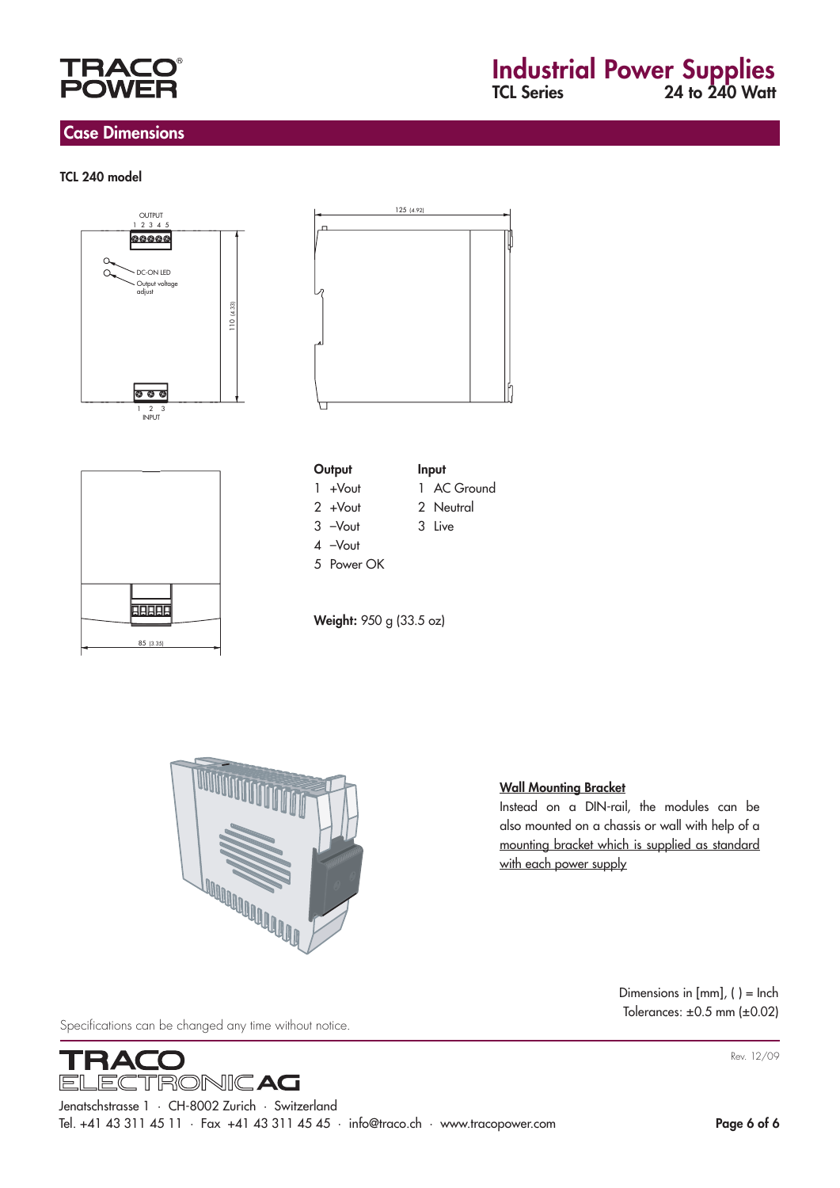## Case Dimensions

**TCL 240 model**

OUTPUT
1 2 3 4 5

DC-ON LED
Output voltage adjust

110 (4.33)

1 2 3
INPUT

125 (4.92)

85 (3.35)

| **Output** | | **Input** | |
|---|---|---|---|
| 1 | +Vout | 1 | AC Ground |
| 2 | +Vout | 2 | Neutral |
| 3 | –Vout | 3 | Live |
| 4 | –Vout | | |
| 5 | Power OK | | |

**Weight:** 950 g (33.5 oz)

**Wall Mounting Bracket**

Instead on a DIN-rail, the modules can be also mounted on a chassis or wall with help of a mounting bracket which is supplied as standard with each power supply

Dimensions in [mm], ( ) = Inch
Tolerances: ±0.5 mm (±0.02)

Specifications can be changed any time without notice.

Rev. 12/09

TRACO ELECTRONIC AG
Jenatschstrasse 1 · CH-8002 Zurich · Switzerland
Tel. +41 43 311 45 11 · Fax +41 43 311 45 45 · info@traco.ch · www.tracopower.com